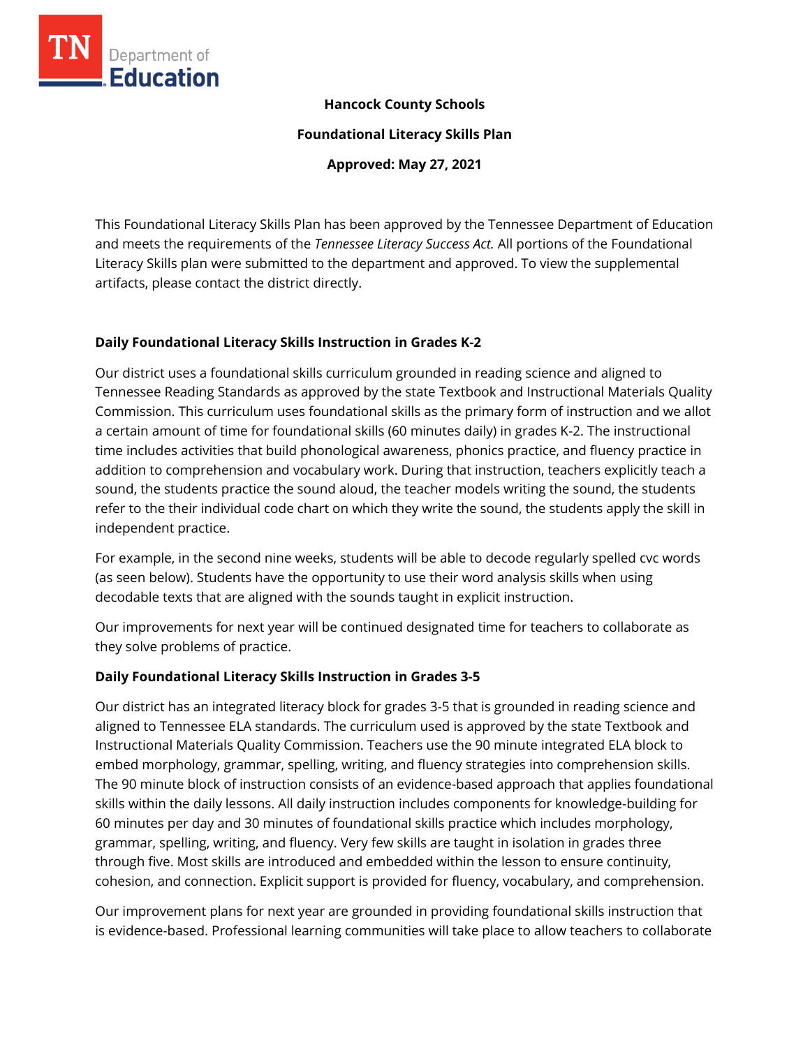**Hancock County Schools**

**Foundational Literacy Skills Plan**

**Approved: May 27, 2021**

This Foundational Literacy Skills Plan has been approved by the Tennessee Department of Education and meets the requirements of the *Tennessee Literacy Success Act.* All portions of the Foundational Literacy Skills plan were submitted to the department and approved. To view the supplemental artifacts, please contact the district directly.

## Daily Foundational Literacy Skills Instruction in Grades K-2

Our district uses a foundational skills curriculum grounded in reading science and aligned to Tennessee Reading Standards as approved by the state Textbook and Instructional Materials Quality Commission. This curriculum uses foundational skills as the primary form of instruction and we allot a certain amount of time for foundational skills (60 minutes daily) in grades K-2. The instructional time includes activities that build phonological awareness, phonics practice, and fluency practice in addition to comprehension and vocabulary work. During that instruction, teachers explicitly teach a sound, the students practice the sound aloud, the teacher models writing the sound, the students refer to the their individual code chart on which they write the sound, the students apply the skill in independent practice.

For example, in the second nine weeks, students will be able to decode regularly spelled cvc words (as seen below). Students have the opportunity to use their word analysis skills when using decodable texts that are aligned with the sounds taught in explicit instruction.

Our improvements for next year will be continued designated time for teachers to collaborate as they solve problems of practice.

## Daily Foundational Literacy Skills Instruction in Grades 3-5

Our district has an integrated literacy block for grades 3-5 that is grounded in reading science and aligned to Tennessee ELA standards. The curriculum used is approved by the state Textbook and Instructional Materials Quality Commission. Teachers use the 90 minute integrated ELA block to embed morphology, grammar, spelling, writing, and fluency strategies into comprehension skills. The 90 minute block of instruction consists of an evidence-based approach that applies foundational skills within the daily lessons. All daily instruction includes components for knowledge-building for 60 minutes per day and 30 minutes of foundational skills practice which includes morphology, grammar, spelling, writing, and fluency. Very few skills are taught in isolation in grades three through five. Most skills are introduced and embedded within the lesson to ensure continuity, cohesion, and connection. Explicit support is provided for fluency, vocabulary, and comprehension.

Our improvement plans for next year are grounded in providing foundational skills instruction that is evidence-based. Professional learning communities will take place to allow teachers to collaborate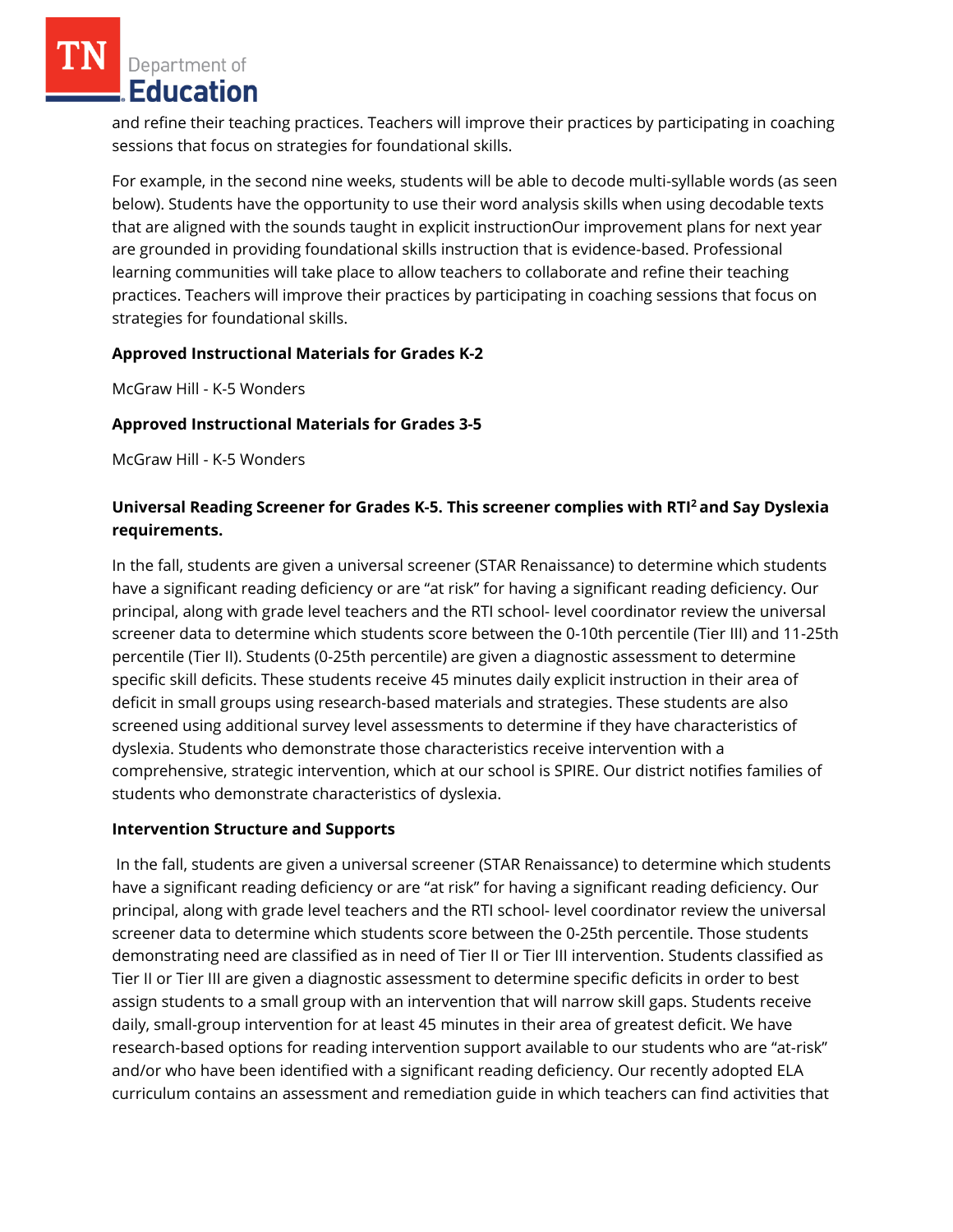and refine their teaching practices. Teachers will improve their practices by participating in coaching sessions that focus on strategies for foundational skills.

For example, in the second nine weeks, students will be able to decode multi-syllable words (as seen below). Students have the opportunity to use their word analysis skills when using decodable texts that are aligned with the sounds taught in explicit instructionOur improvement plans for next year are grounded in providing foundational skills instruction that is evidence-based. Professional learning communities will take place to allow teachers to collaborate and refine their teaching practices. Teachers will improve their practices by participating in coaching sessions that focus on strategies for foundational skills.

**Approved Instructional Materials for Grades K-2**

McGraw Hill - K-5 Wonders

**Approved Instructional Materials for Grades 3-5**

McGraw Hill - K-5 Wonders

**Universal Reading Screener for Grades K-5. This screener complies with RTI² and Say Dyslexia requirements.**

In the fall, students are given a universal screener (STAR Renaissance) to determine which students have a significant reading deficiency or are "at risk" for having a significant reading deficiency. Our principal, along with grade level teachers and the RTI school- level coordinator review the universal screener data to determine which students score between the 0-10th percentile (Tier III) and 11-25th percentile (Tier II). Students (0-25th percentile) are given a diagnostic assessment to determine specific skill deficits. These students receive 45 minutes daily explicit instruction in their area of deficit in small groups using research-based materials and strategies. These students are also screened using additional survey level assessments to determine if they have characteristics of dyslexia. Students who demonstrate those characteristics receive intervention with a comprehensive, strategic intervention, which at our school is SPIRE. Our district notifies families of students who demonstrate characteristics of dyslexia.

**Intervention Structure and Supports**

In the fall, students are given a universal screener (STAR Renaissance) to determine which students have a significant reading deficiency or are "at risk" for having a significant reading deficiency. Our principal, along with grade level teachers and the RTI school- level coordinator review the universal screener data to determine which students score between the 0-25th percentile. Those students demonstrating need are classified as in need of Tier II or Tier III intervention. Students classified as Tier II or Tier III are given a diagnostic assessment to determine specific deficits in order to best assign students to a small group with an intervention that will narrow skill gaps. Students receive daily, small-group intervention for at least 45 minutes in their area of greatest deficit. We have research-based options for reading intervention support available to our students who are "at-risk" and/or who have been identified with a significant reading deficiency. Our recently adopted ELA curriculum contains an assessment and remediation guide in which teachers can find activities that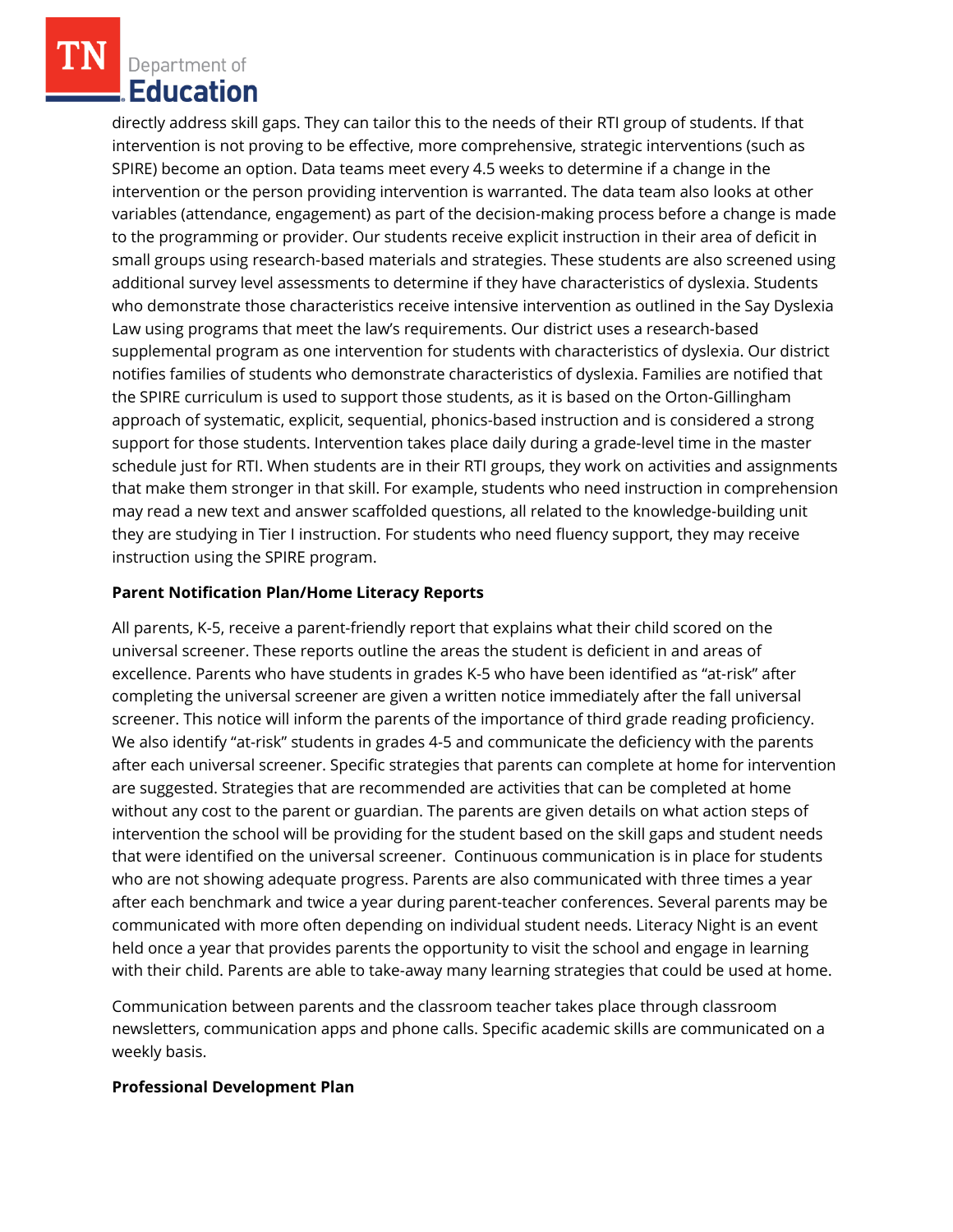directly address skill gaps. They can tailor this to the needs of their RTI group of students. If that intervention is not proving to be effective, more comprehensive, strategic interventions (such as SPIRE) become an option. Data teams meet every 4.5 weeks to determine if a change in the intervention or the person providing intervention is warranted. The data team also looks at other variables (attendance, engagement) as part of the decision-making process before a change is made to the programming or provider. Our students receive explicit instruction in their area of deficit in small groups using research-based materials and strategies. These students are also screened using additional survey level assessments to determine if they have characteristics of dyslexia. Students who demonstrate those characteristics receive intensive intervention as outlined in the Say Dyslexia Law using programs that meet the law's requirements. Our district uses a research-based supplemental program as one intervention for students with characteristics of dyslexia. Our district notifies families of students who demonstrate characteristics of dyslexia. Families are notified that the SPIRE curriculum is used to support those students, as it is based on the Orton-Gillingham approach of systematic, explicit, sequential, phonics-based instruction and is considered a strong support for those students. Intervention takes place daily during a grade-level time in the master schedule just for RTI. When students are in their RTI groups, they work on activities and assignments that make them stronger in that skill. For example, students who need instruction in comprehension may read a new text and answer scaffolded questions, all related to the knowledge-building unit they are studying in Tier I instruction. For students who need fluency support, they may receive instruction using the SPIRE program.

**Parent Notification Plan/Home Literacy Reports**

All parents, K-5, receive a parent-friendly report that explains what their child scored on the universal screener. These reports outline the areas the student is deficient in and areas of excellence. Parents who have students in grades K-5 who have been identified as "at-risk" after completing the universal screener are given a written notice immediately after the fall universal screener. This notice will inform the parents of the importance of third grade reading proficiency. We also identify "at-risk" students in grades 4-5 and communicate the deficiency with the parents after each universal screener. Specific strategies that parents can complete at home for intervention are suggested. Strategies that are recommended are activities that can be completed at home without any cost to the parent or guardian. The parents are given details on what action steps of intervention the school will be providing for the student based on the skill gaps and student needs that were identified on the universal screener.  Continuous communication is in place for students who are not showing adequate progress. Parents are also communicated with three times a year after each benchmark and twice a year during parent-teacher conferences. Several parents may be communicated with more often depending on individual student needs. Literacy Night is an event held once a year that provides parents the opportunity to visit the school and engage in learning with their child. Parents are able to take-away many learning strategies that could be used at home.

Communication between parents and the classroom teacher takes place through classroom newsletters, communication apps and phone calls. Specific academic skills are communicated on a weekly basis.

**Professional Development Plan**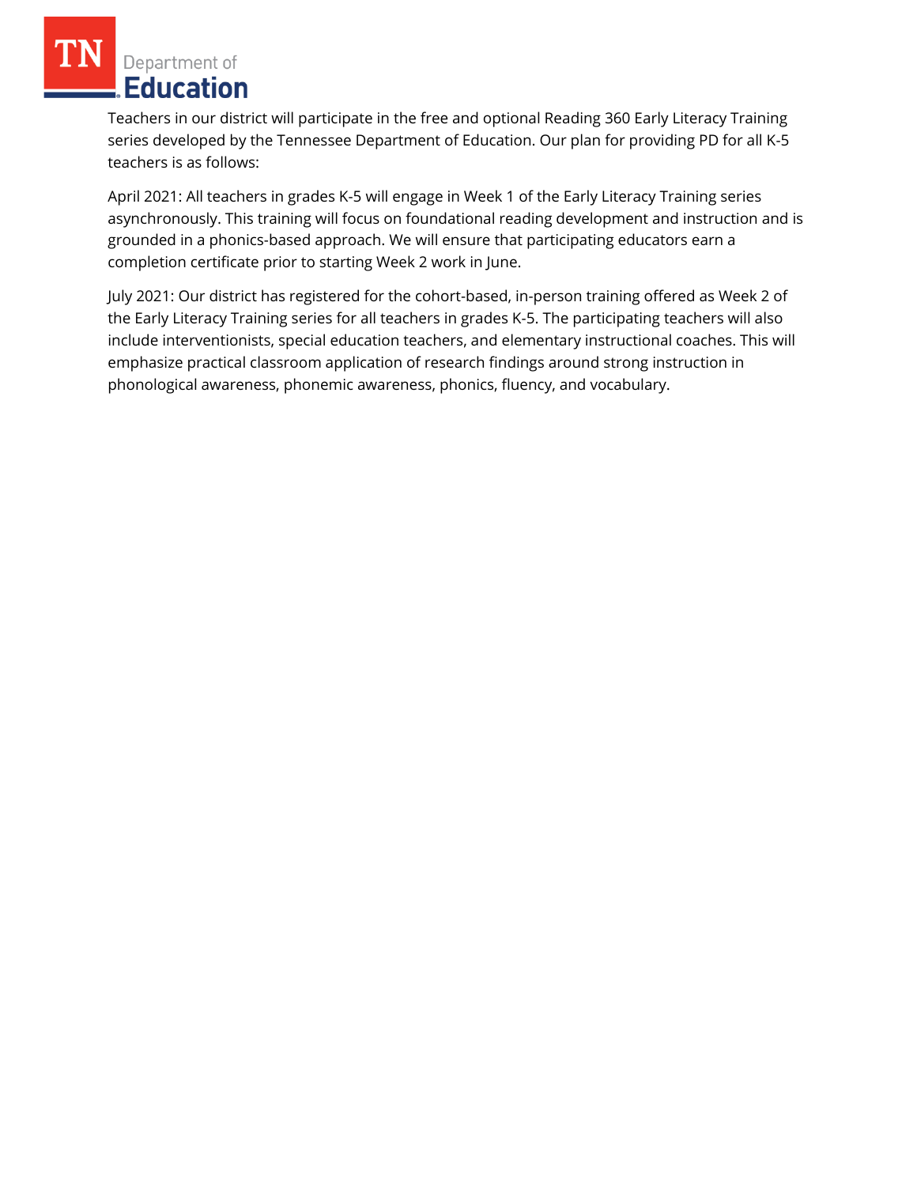Teachers in our district will participate in the free and optional Reading 360 Early Literacy Training series developed by the Tennessee Department of Education. Our plan for providing PD for all K-5 teachers is as follows:

April 2021: All teachers in grades K-5 will engage in Week 1 of the Early Literacy Training series asynchronously. This training will focus on foundational reading development and instruction and is grounded in a phonics-based approach. We will ensure that participating educators earn a completion certificate prior to starting Week 2 work in June.

July 2021: Our district has registered for the cohort-based, in-person training offered as Week 2 of the Early Literacy Training series for all teachers in grades K-5. The participating teachers will also include interventionists, special education teachers, and elementary instructional coaches. This will emphasize practical classroom application of research findings around strong instruction in phonological awareness, phonemic awareness, phonics, fluency, and vocabulary.